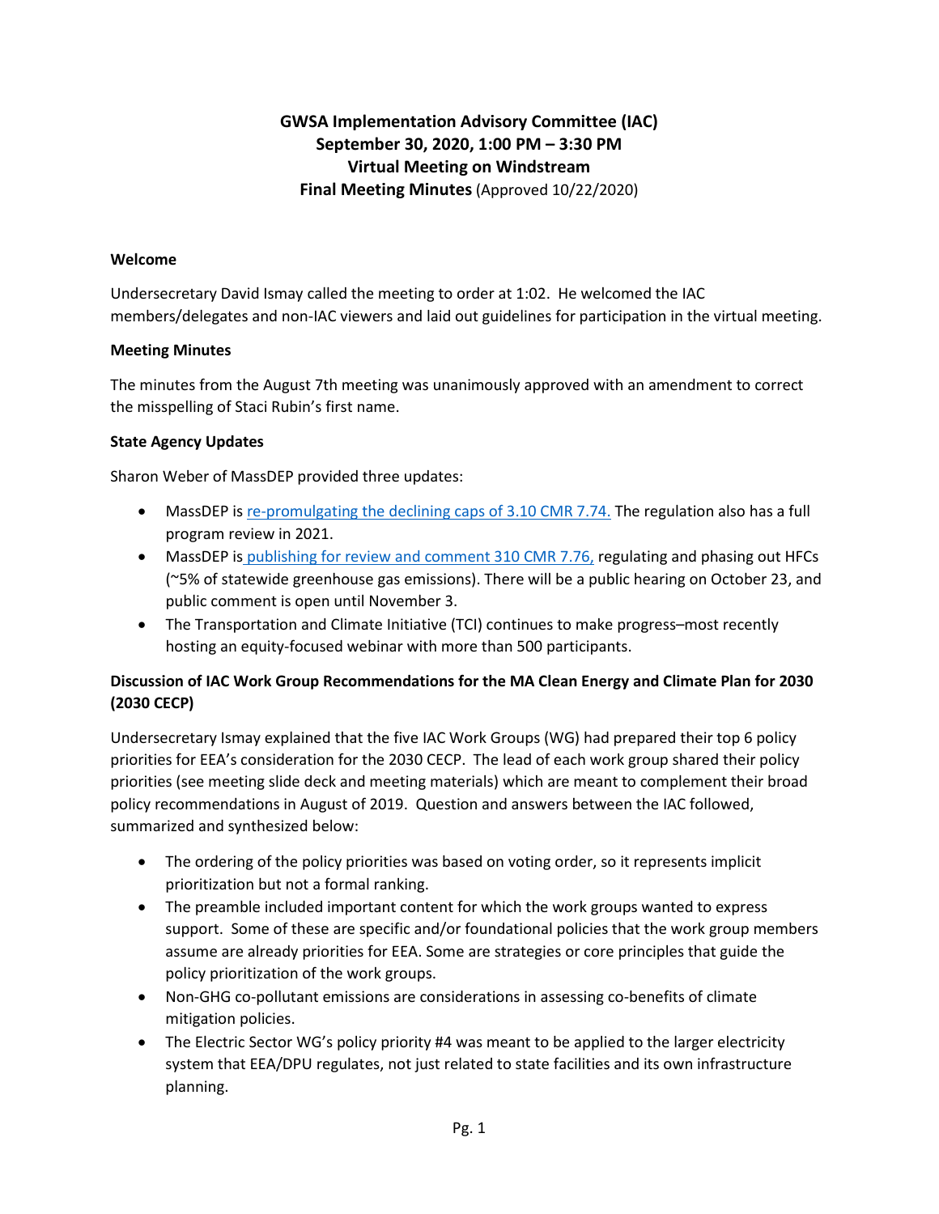# GWSA Implementation Advisory Committee (IAC)
## September 30, 2020, 1:00 PM – 3:30 PM
## Virtual Meeting on Windstream
## Final Meeting Minutes (Approved 10/22/2020)

**Welcome**

Undersecretary David Ismay called the meeting to order at 1:02. He welcomed the IAC members/delegates and non-IAC viewers and laid out guidelines for participation in the virtual meeting.

**Meeting Minutes**

The minutes from the August 7th meeting was unanimously approved with an amendment to correct the misspelling of Staci Rubin's first name.

**State Agency Updates**

Sharon Weber of MassDEP provided three updates:

- MassDEP is re-promulgating the declining caps of 3.10 CMR 7.74. The regulation also has a full program review in 2021.
- MassDEP is publishing for review and comment 310 CMR 7.76, regulating and phasing out HFCs (~5% of statewide greenhouse gas emissions). There will be a public hearing on October 23, and public comment is open until November 3.
- The Transportation and Climate Initiative (TCI) continues to make progress–most recently hosting an equity-focused webinar with more than 500 participants.

**Discussion of IAC Work Group Recommendations for the MA Clean Energy and Climate Plan for 2030 (2030 CECP)**

Undersecretary Ismay explained that the five IAC Work Groups (WG) had prepared their top 6 policy priorities for EEA's consideration for the 2030 CECP. The lead of each work group shared their policy priorities (see meeting slide deck and meeting materials) which are meant to complement their broad policy recommendations in August of 2019. Question and answers between the IAC followed, summarized and synthesized below:

- The ordering of the policy priorities was based on voting order, so it represents implicit prioritization but not a formal ranking.
- The preamble included important content for which the work groups wanted to express support. Some of these are specific and/or foundational policies that the work group members assume are already priorities for EEA. Some are strategies or core principles that guide the policy prioritization of the work groups.
- Non-GHG co-pollutant emissions are considerations in assessing co-benefits of climate mitigation policies.
- The Electric Sector WG's policy priority #4 was meant to be applied to the larger electricity system that EEA/DPU regulates, not just related to state facilities and its own infrastructure planning.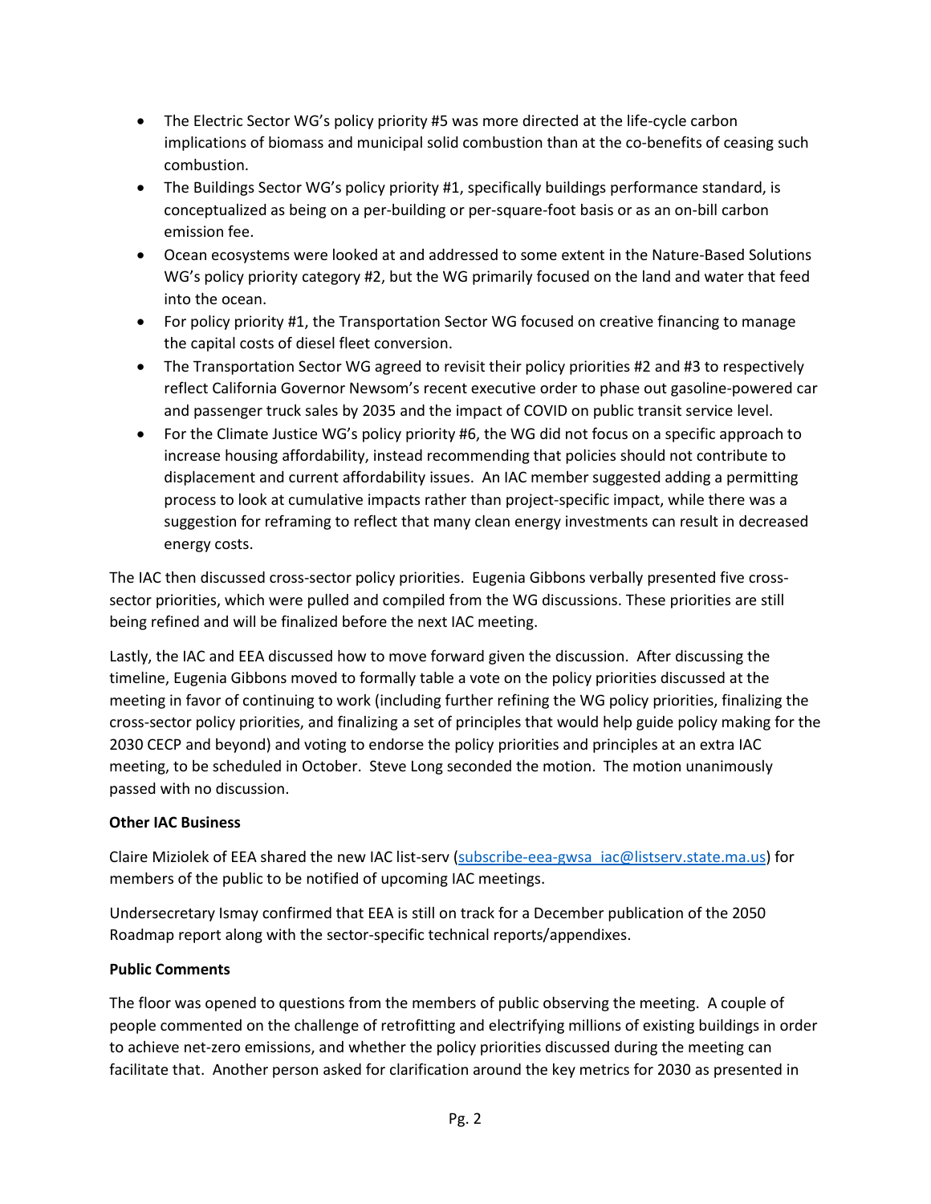- The Electric Sector WG's policy priority #5 was more directed at the life-cycle carbon implications of biomass and municipal solid combustion than at the co-benefits of ceasing such combustion.
- The Buildings Sector WG's policy priority #1, specifically buildings performance standard, is conceptualized as being on a per-building or per-square-foot basis or as an on-bill carbon emission fee.
- Ocean ecosystems were looked at and addressed to some extent in the Nature-Based Solutions WG's policy priority category #2, but the WG primarily focused on the land and water that feed into the ocean.
- For policy priority #1, the Transportation Sector WG focused on creative financing to manage the capital costs of diesel fleet conversion.
- The Transportation Sector WG agreed to revisit their policy priorities #2 and #3 to respectively reflect California Governor Newsom's recent executive order to phase out gasoline-powered car and passenger truck sales by 2035 and the impact of COVID on public transit service level.
- For the Climate Justice WG's policy priority #6, the WG did not focus on a specific approach to increase housing affordability, instead recommending that policies should not contribute to displacement and current affordability issues. An IAC member suggested adding a permitting process to look at cumulative impacts rather than project-specific impact, while there was a suggestion for reframing to reflect that many clean energy investments can result in decreased energy costs.

The IAC then discussed cross-sector policy priorities. Eugenia Gibbons verbally presented five cross-sector priorities, which were pulled and compiled from the WG discussions. These priorities are still being refined and will be finalized before the next IAC meeting.

Lastly, the IAC and EEA discussed how to move forward given the discussion. After discussing the timeline, Eugenia Gibbons moved to formally table a vote on the policy priorities discussed at the meeting in favor of continuing to work (including further refining the WG policy priorities, finalizing the cross-sector policy priorities, and finalizing a set of principles that would help guide policy making for the 2030 CECP and beyond) and voting to endorse the policy priorities and principles at an extra IAC meeting, to be scheduled in October. Steve Long seconded the motion. The motion unanimously passed with no discussion.

**Other IAC Business**

Claire Miziolek of EEA shared the new IAC list-serv (subscribe-eea-gwsa_iac@listserv.state.ma.us) for members of the public to be notified of upcoming IAC meetings.

Undersecretary Ismay confirmed that EEA is still on track for a December publication of the 2050 Roadmap report along with the sector-specific technical reports/appendixes.

**Public Comments**

The floor was opened to questions from the members of public observing the meeting. A couple of people commented on the challenge of retrofitting and electrifying millions of existing buildings in order to achieve net-zero emissions, and whether the policy priorities discussed during the meeting can facilitate that. Another person asked for clarification around the key metrics for 2030 as presented in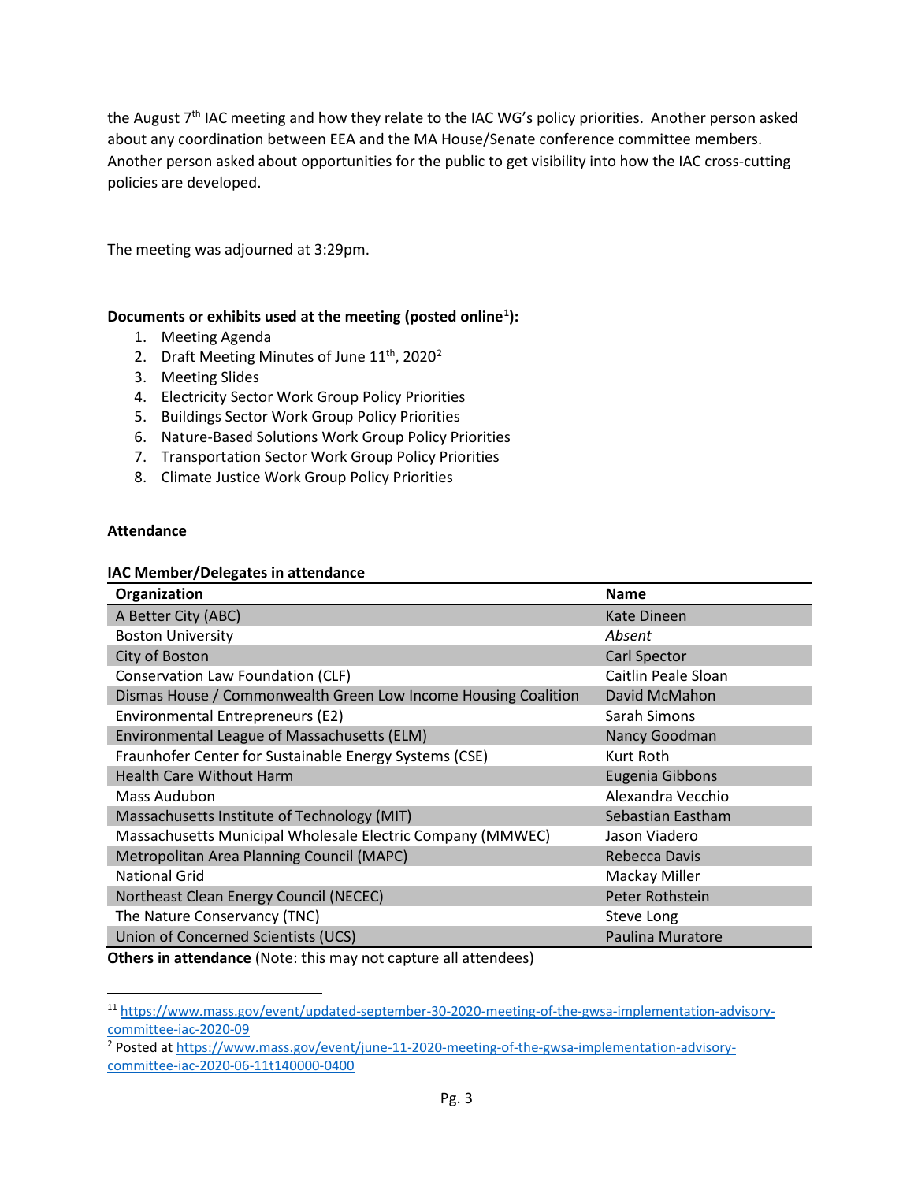the August 7th IAC meeting and how they relate to the IAC WG's policy priorities. Another person asked about any coordination between EEA and the MA House/Senate conference committee members. Another person asked about opportunities for the public to get visibility into how the IAC cross-cutting policies are developed.

The meeting was adjourned at 3:29pm.

**Documents or exhibits used at the meeting (posted online[1]):**

1. Meeting Agenda
2. Draft Meeting Minutes of June 11th, 2020[2]
3. Meeting Slides
4. Electricity Sector Work Group Policy Priorities
5. Buildings Sector Work Group Policy Priorities
6. Nature-Based Solutions Work Group Policy Priorities
7. Transportation Sector Work Group Policy Priorities
8. Climate Justice Work Group Policy Priorities

**Attendance**

**IAC Member/Delegates in attendance**

| Organization | Name |
|---|---|
| A Better City (ABC) | Kate Dineen |
| Boston University | *Absent* |
| City of Boston | Carl Spector |
| Conservation Law Foundation (CLF) | Caitlin Peale Sloan |
| Dismas House / Commonwealth Green Low Income Housing Coalition | David McMahon |
| Environmental Entrepreneurs (E2) | Sarah Simons |
| Environmental League of Massachusetts (ELM) | Nancy Goodman |
| Fraunhofer Center for Sustainable Energy Systems (CSE) | Kurt Roth |
| Health Care Without Harm | Eugenia Gibbons |
| Mass Audubon | Alexandra Vecchio |
| Massachusetts Institute of Technology (MIT) | Sebastian Eastham |
| Massachusetts Municipal Wholesale Electric Company (MMWEC) | Jason Viadero |
| Metropolitan Area Planning Council (MAPC) | Rebecca Davis |
| National Grid | Mackay Miller |
| Northeast Clean Energy Council (NECEC) | Peter Rothstein |
| The Nature Conservancy (TNC) | Steve Long |
| Union of Concerned Scientists (UCS) | Paulina Muratore |

**Others in attendance** (Note: this may not capture all attendees)

[1] https://www.mass.gov/event/updated-september-30-2020-meeting-of-the-gwsa-implementation-advisory-committee-iac-2020-09

[2] Posted at https://www.mass.gov/event/june-11-2020-meeting-of-the-gwsa-implementation-advisory-committee-iac-2020-06-11t140000-0400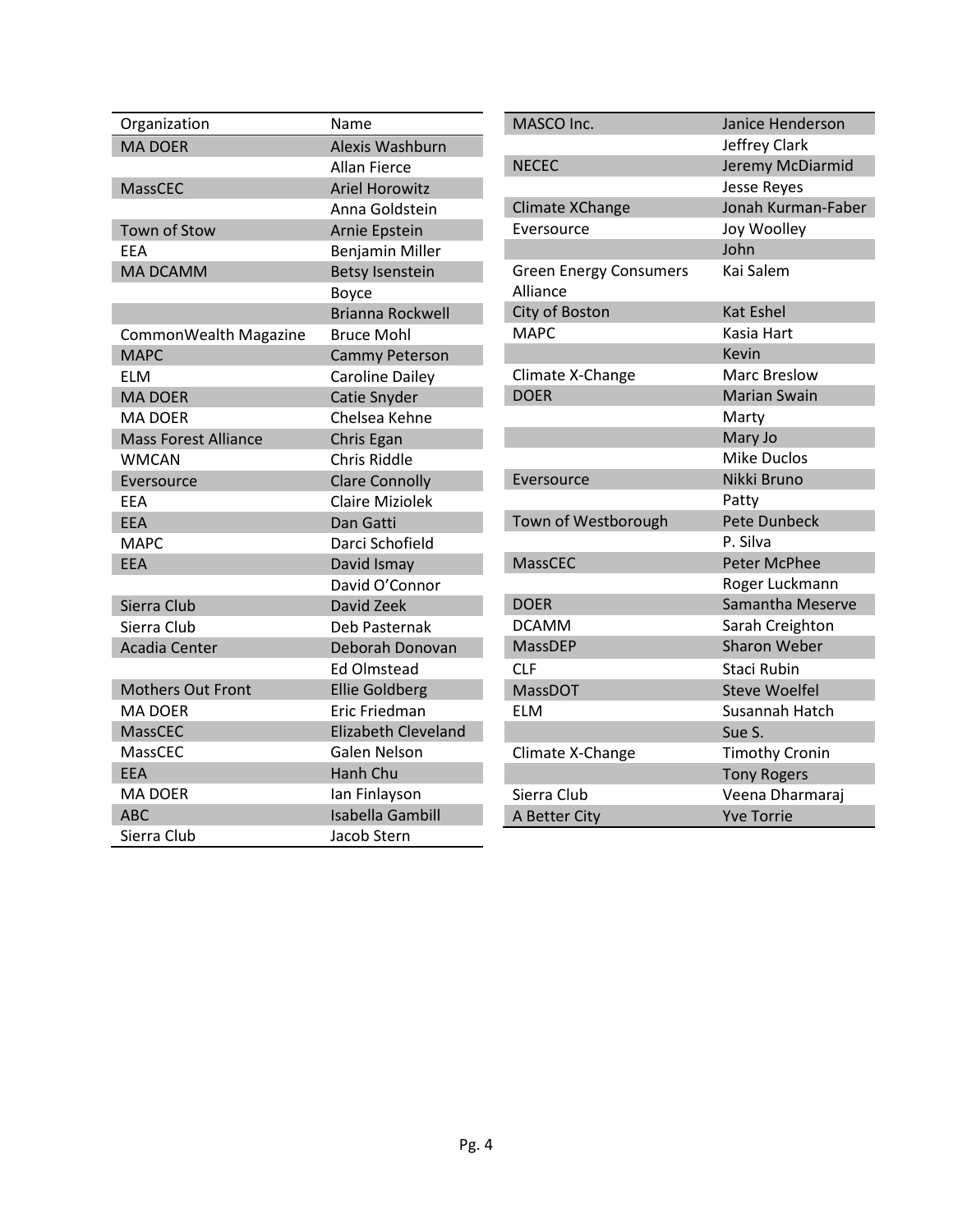| Organization | Name |
| --- | --- |
| MA DOER | Alexis Washburn |
| | Allan Fierce |
| MassCEC | Ariel Horowitz |
| | Anna Goldstein |
| Town of Stow | Arnie Epstein |
| EEA | Benjamin Miller |
| MA DCAMM | Betsy Isenstein |
| | Boyce |
| | Brianna Rockwell |
| CommonWealth Magazine | Bruce Mohl |
| MAPC | Cammy Peterson |
| ELM | Caroline Dailey |
| MA DOER | Catie Snyder |
| MA DOER | Chelsea Kehne |
| Mass Forest Alliance | Chris Egan |
| WMCAN | Chris Riddle |
| Eversource | Clare Connolly |
| EEA | Claire Miziolek |
| EEA | Dan Gatti |
| MAPC | Darci Schofield |
| EEA | David Ismay |
| | David O'Connor |
| Sierra Club | David Zeek |
| Sierra Club | Deb Pasternak |
| Acadia Center | Deborah Donovan |
| | Ed Olmstead |
| Mothers Out Front | Ellie Goldberg |
| MA DOER | Eric Friedman |
| MassCEC | Elizabeth Cleveland |
| MassCEC | Galen Nelson |
| EEA | Hanh Chu |
| MA DOER | Ian Finlayson |
| ABC | Isabella Gambill |
| Sierra Club | Jacob Stern |
| MASCO Inc. | Janice Henderson |
| | Jeffrey Clark |
| NECEC | Jeremy McDiarmid |
| | Jesse Reyes |
| Climate XChange | Jonah Kurman-Faber |
| Eversource | Joy Woolley |
| | John |
| Green Energy Consumers Alliance | Kai Salem |
| City of Boston | Kat Eshel |
| MAPC | Kasia Hart |
| | Kevin |
| Climate X-Change | Marc Breslow |
| DOER | Marian Swain |
| | Marty |
| | Mary Jo |
| | Mike Duclos |
| Eversource | Nikki Bruno |
| | Patty |
| Town of Westborough | Pete Dunbeck |
| | P. Silva |
| MassCEC | Peter McPhee |
| | Roger Luckmann |
| DOER | Samantha Meserve |
| DCAMM | Sarah Creighton |
| MassDEP | Sharon Weber |
| CLF | Staci Rubin |
| MassDOT | Steve Woelfel |
| ELM | Susannah Hatch |
| | Sue S. |
| Climate X-Change | Timothy Cronin |
| | Tony Rogers |
| Sierra Club | Veena Dharmaraj |
| A Better City | Yve Torrie |